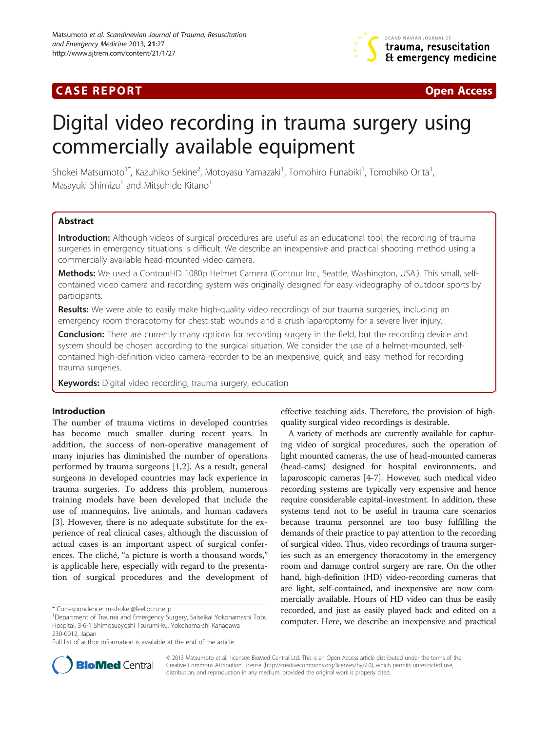CASE REPORT Open Access

# Digital video recording in trauma surgery using commercially available equipment

Shokei Matsumoto[1*], Kazuhiko Sekine[2], Motoyasu Yamazaki[1], Tomohiro Funabiki[1], Tomohiko Orita[1], Masayuki Shimizu[1] and Mitsuhide Kitano[1]

## Abstract

**Introduction:** Although videos of surgical procedures are useful as an educational tool, the recording of trauma surgeries in emergency situations is difficult. We describe an inexpensive and practical shooting method using a commercially available head-mounted video camera.

**Methods:** We used a ContourHD 1080p Helmet Camera (Contour Inc., Seattle, Washington, USA.). This small, self-contained video camera and recording system was originally designed for easy videography of outdoor sports by participants.

**Results:** We were able to easily make high-quality video recordings of our trauma surgeries, including an emergency room thoracotomy for chest stab wounds and a crush laparoptomy for a severe liver injury.

**Conclusion:** There are currently many options for recording surgery in the field, but the recording device and system should be chosen according to the surgical situation. We consider the use of a helmet-mounted, self-contained high-definition video camera-recorder to be an inexpensive, quick, and easy method for recording trauma surgeries.

**Keywords:** Digital video recording, trauma surgery, education

## Introduction

The number of trauma victims in developed countries has become much smaller during recent years. In addition, the success of non-operative management of many injuries has diminished the number of operations performed by trauma surgeons [1,2]. As a result, general surgeons in developed countries may lack experience in trauma surgeries. To address this problem, numerous training models have been developed that include the use of mannequins, live animals, and human cadavers [3]. However, there is no adequate substitute for the experience of real clinical cases, although the discussion of actual cases is an important aspect of surgical conferences. The cliché, "a picture is worth a thousand words," is applicable here, especially with regard to the presentation of surgical procedures and the development of effective teaching aids. Therefore, the provision of high-quality surgical video recordings is desirable.

A variety of methods are currently available for capturing video of surgical procedures, such the operation of light mounted cameras, the use of head-mounted cameras (head-cams) designed for hospital environments, and laparoscopic cameras [4-7]. However, such medical video recording systems are typically very expensive and hence require considerable capital-investment. In addition, these systems tend not to be useful in trauma care scenarios because trauma personnel are too busy fulfilling the demands of their practice to pay attention to the recording of surgical video. Thus, video recordings of trauma surgeries such as an emergency thoracotomy in the emergency room and damage control surgery are rare. On the other hand, high-definition (HD) video-recording cameras that are light, self-contained, and inexpensive are now commercially available. Hours of HD video can thus be easily recorded, and just as easily played back and edited on a computer. Here, we describe an inexpensive and practical

\* Correspondence: m-shokei@feel.ocn.ne.jp

[1]Department of Trauma and Emergency Surgery, Saiseikai Yokohamashi Tobu Hospital, 3-6-1 Shimosueyoshi Tsurumi-ku, Yokohama-shi Kanagawa 230-0012, Japan

Full list of author information is available at the end of the article

© 2013 Matsumoto et al.; licensee BioMed Central Ltd. This is an Open Access article distributed under the terms of the Creative Commons Attribution License (http://creativecommons.org/licenses/by/2.0), which permits unrestricted use, distribution, and reproduction in any medium, provided the original work is properly cited.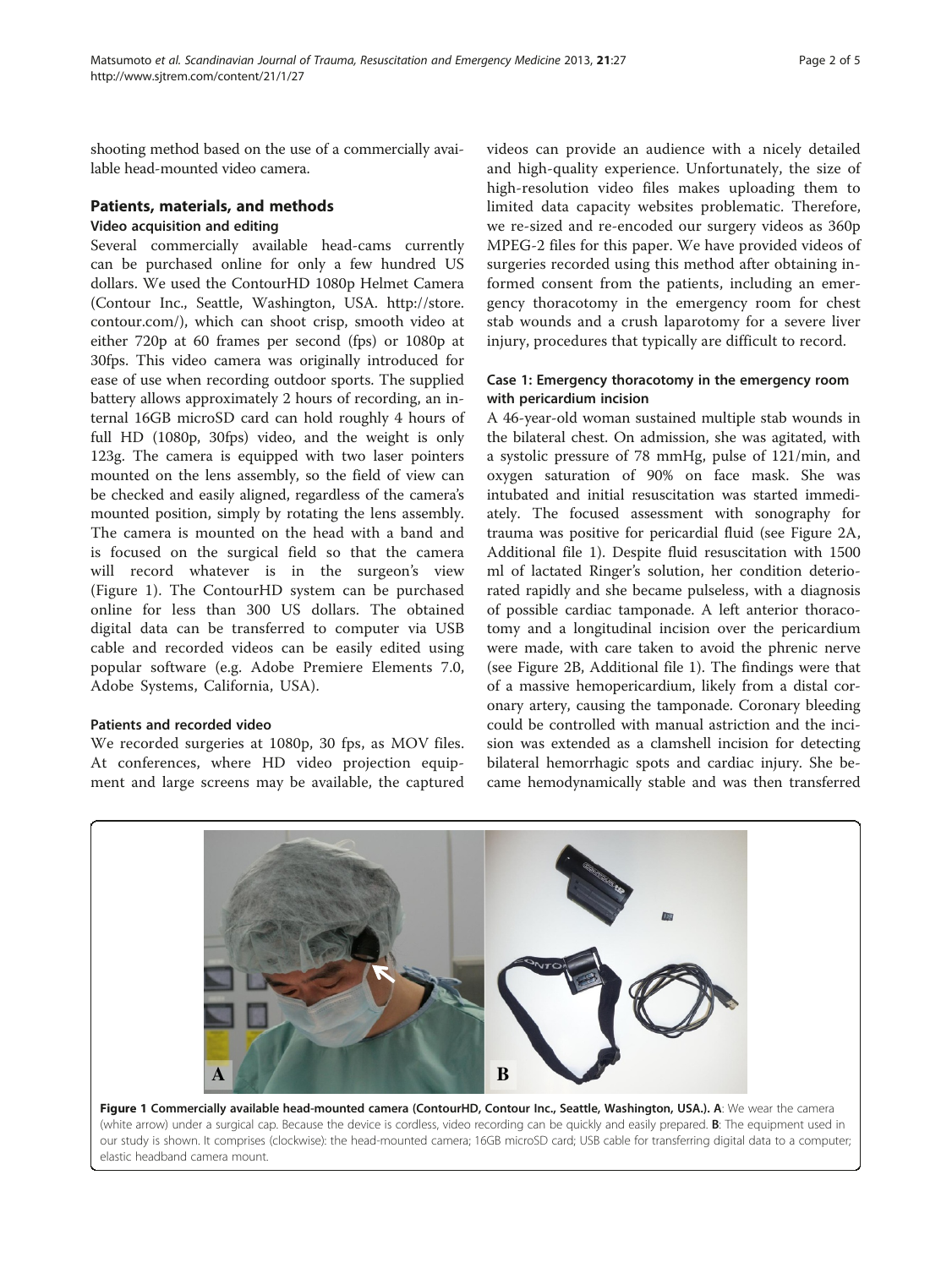shooting method based on the use of a commercially available head-mounted video camera.

## Patients, materials, and methods

### Video acquisition and editing

Several commercially available head-cams currently can be purchased online for only a few hundred US dollars. We used the ContourHD 1080p Helmet Camera (Contour Inc., Seattle, Washington, USA. http://store.contour.com/), which can shoot crisp, smooth video at either 720p at 60 frames per second (fps) or 1080p at 30fps. This video camera was originally introduced for ease of use when recording outdoor sports. The supplied battery allows approximately 2 hours of recording, an internal 16GB microSD card can hold roughly 4 hours of full HD (1080p, 30fps) video, and the weight is only 123g. The camera is equipped with two laser pointers mounted on the lens assembly, so the field of view can be checked and easily aligned, regardless of the camera's mounted position, simply by rotating the lens assembly. The camera is mounted on the head with a band and is focused on the surgical field so that the camera will record whatever is in the surgeon's view (Figure 1). The ContourHD system can be purchased online for less than 300 US dollars. The obtained digital data can be transferred to computer via USB cable and recorded videos can be easily edited using popular software (e.g. Adobe Premiere Elements 7.0, Adobe Systems, California, USA).

### Patients and recorded video

We recorded surgeries at 1080p, 30 fps, as MOV files. At conferences, where HD video projection equipment and large screens may be available, the captured videos can provide an audience with a nicely detailed and high-quality experience. Unfortunately, the size of high-resolution video files makes uploading them to limited data capacity websites problematic. Therefore, we re-sized and re-encoded our surgery videos as 360p MPEG-2 files for this paper. We have provided videos of surgeries recorded using this method after obtaining informed consent from the patients, including an emergency thoracotomy in the emergency room for chest stab wounds and a crush laparotomy for a severe liver injury, procedures that typically are difficult to record.

### Case 1: Emergency thoracotomy in the emergency room with pericardium incision

A 46-year-old woman sustained multiple stab wounds in the bilateral chest. On admission, she was agitated, with a systolic pressure of 78 mmHg, pulse of 121/min, and oxygen saturation of 90% on face mask. She was intubated and initial resuscitation was started immediately. The focused assessment with sonography for trauma was positive for pericardial fluid (see Figure 2A, Additional file 1). Despite fluid resuscitation with 1500 ml of lactated Ringer's solution, her condition deteriorated rapidly and she became pulseless, with a diagnosis of possible cardiac tamponade. A left anterior thoracotomy and a longitudinal incision over the pericardium were made, with care taken to avoid the phrenic nerve (see Figure 2B, Additional file 1). The findings were that of a massive hemopericardium, likely from a distal coronary artery, causing the tamponade. Coronary bleeding could be controlled with manual astriction and the incision was extended as a clamshell incision for detecting bilateral hemorrhagic spots and cardiac injury. She became hemodynamically stable and was then transferred

**Figure 1 Commercially available head-mounted camera (ContourHD, Contour Inc., Seattle, Washington, USA.).** **A**: We wear the camera (white arrow) under a surgical cap. Because the device is cordless, video recording can be quickly and easily prepared. **B**: The equipment used in our study is shown. It comprises (clockwise): the head-mounted camera; 16GB microSD card; USB cable for transferring digital data to a computer; elastic headband camera mount.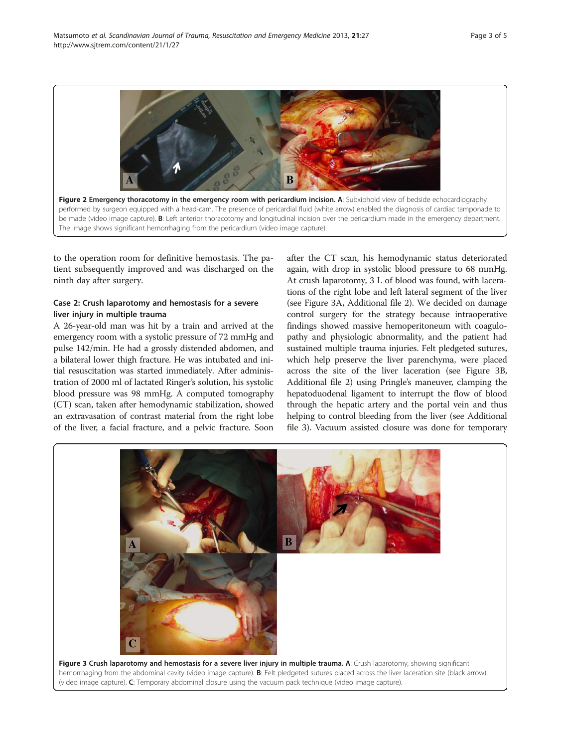**Figure 2 Emergency thoracotomy in the emergency room with pericardium incision. A**: Subxiphoid view of bedside echocardiography performed by surgeon equipped with a head-cam. The presence of pericardial fluid (white arrow) enabled the diagnosis of cardiac tamponade to be made (video image capture). **B**: Left anterior thoracotomy and longitudinal incision over the pericardium made in the emergency department. The image shows significant hemorrhaging from the pericardium (video image capture).

to the operation room for definitive hemostasis. The patient subsequently improved and was discharged on the ninth day after surgery.

### Case 2: Crush laparotomy and hemostasis for a severe liver injury in multiple trauma

A 26-year-old man was hit by a train and arrived at the emergency room with a systolic pressure of 72 mmHg and pulse 142/min. He had a grossly distended abdomen, and a bilateral lower thigh fracture. He was intubated and initial resuscitation was started immediately. After administration of 2000 ml of lactated Ringer's solution, his systolic blood pressure was 98 mmHg. A computed tomography (CT) scan, taken after hemodynamic stabilization, showed an extravasation of contrast material from the right lobe of the liver, a facial fracture, and a pelvic fracture. Soon after the CT scan, his hemodynamic status deteriorated again, with drop in systolic blood pressure to 68 mmHg. At crush laparotomy, 3 L of blood was found, with lacerations of the right lobe and left lateral segment of the liver (see Figure 3A, Additional file 2). We decided on damage control surgery for the strategy because intraoperative findings showed massive hemoperitoneum with coagulopathy and physiologic abnormality, and the patient had sustained multiple trauma injuries. Felt pledgeted sutures, which help preserve the liver parenchyma, were placed across the site of the liver laceration (see Figure 3B, Additional file 2) using Pringle's maneuver, clamping the hepatoduodenal ligament to interrupt the flow of blood through the hepatic artery and the portal vein and thus helping to control bleeding from the liver (see Additional file 3). Vacuum assisted closure was done for temporary

**Figure 3 Crush laparotomy and hemostasis for a severe liver injury in multiple trauma. A**: Crush laparotomy, showing significant hemorrhaging from the abdominal cavity (video image capture). **B**: Felt pledgeted sutures placed across the liver laceration site (black arrow) (video image capture). **C**: Temporary abdominal closure using the vacuum pack technique (video image capture).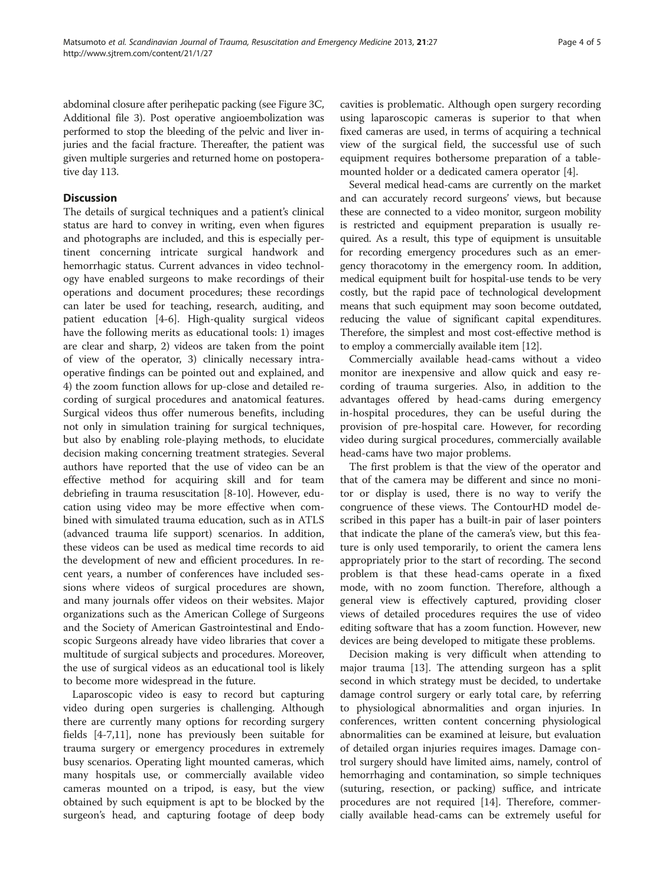abdominal closure after perihepatic packing (see Figure 3C, Additional file 3). Post operative angioembolization was performed to stop the bleeding of the pelvic and liver injuries and the facial fracture. Thereafter, the patient was given multiple surgeries and returned home on postoperative day 113.

## Discussion

The details of surgical techniques and a patient's clinical status are hard to convey in writing, even when figures and photographs are included, and this is especially pertinent concerning intricate surgical handwork and hemorrhagic status. Current advances in video technology have enabled surgeons to make recordings of their operations and document procedures; these recordings can later be used for teaching, research, auditing, and patient education [4-6]. High-quality surgical videos have the following merits as educational tools: 1) images are clear and sharp, 2) videos are taken from the point of view of the operator, 3) clinically necessary intraoperative findings can be pointed out and explained, and 4) the zoom function allows for up-close and detailed recording of surgical procedures and anatomical features. Surgical videos thus offer numerous benefits, including not only in simulation training for surgical techniques, but also by enabling role-playing methods, to elucidate decision making concerning treatment strategies. Several authors have reported that the use of video can be an effective method for acquiring skill and for team debriefing in trauma resuscitation [8-10]. However, education using video may be more effective when combined with simulated trauma education, such as in ATLS (advanced trauma life support) scenarios. In addition, these videos can be used as medical time records to aid the development of new and efficient procedures. In recent years, a number of conferences have included sessions where videos of surgical procedures are shown, and many journals offer videos on their websites. Major organizations such as the American College of Surgeons and the Society of American Gastrointestinal and Endoscopic Surgeons already have video libraries that cover a multitude of surgical subjects and procedures. Moreover, the use of surgical videos as an educational tool is likely to become more widespread in the future.

Laparoscopic video is easy to record but capturing video during open surgeries is challenging. Although there are currently many options for recording surgery fields [4-7,11], none has previously been suitable for trauma surgery or emergency procedures in extremely busy scenarios. Operating light mounted cameras, which many hospitals use, or commercially available video cameras mounted on a tripod, is easy, but the view obtained by such equipment is apt to be blocked by the surgeon's head, and capturing footage of deep body cavities is problematic. Although open surgery recording using laparoscopic cameras is superior to that when fixed cameras are used, in terms of acquiring a technical view of the surgical field, the successful use of such equipment requires bothersome preparation of a table-mounted holder or a dedicated camera operator [4].

Several medical head-cams are currently on the market and can accurately record surgeons' views, but because these are connected to a video monitor, surgeon mobility is restricted and equipment preparation is usually required. As a result, this type of equipment is unsuitable for recording emergency procedures such as an emergency thoracotomy in the emergency room. In addition, medical equipment built for hospital-use tends to be very costly, but the rapid pace of technological development means that such equipment may soon become outdated, reducing the value of significant capital expenditures. Therefore, the simplest and most cost-effective method is to employ a commercially available item [12].

Commercially available head-cams without a video monitor are inexpensive and allow quick and easy recording of trauma surgeries. Also, in addition to the advantages offered by head-cams during emergency in-hospital procedures, they can be useful during the provision of pre-hospital care. However, for recording video during surgical procedures, commercially available head-cams have two major problems.

The first problem is that the view of the operator and that of the camera may be different and since no monitor or display is used, there is no way to verify the congruence of these views. The ContourHD model described in this paper has a built-in pair of laser pointers that indicate the plane of the camera's view, but this feature is only used temporarily, to orient the camera lens appropriately prior to the start of recording. The second problem is that these head-cams operate in a fixed mode, with no zoom function. Therefore, although a general view is effectively captured, providing closer views of detailed procedures requires the use of video editing software that has a zoom function. However, new devices are being developed to mitigate these problems.

Decision making is very difficult when attending to major trauma [13]. The attending surgeon has a split second in which strategy must be decided, to undertake damage control surgery or early total care, by referring to physiological abnormalities and organ injuries. In conferences, written content concerning physiological abnormalities can be examined at leisure, but evaluation of detailed organ injuries requires images. Damage control surgery should have limited aims, namely, control of hemorrhaging and contamination, so simple techniques (suturing, resection, or packing) suffice, and intricate procedures are not required [14]. Therefore, commercially available head-cams can be extremely useful for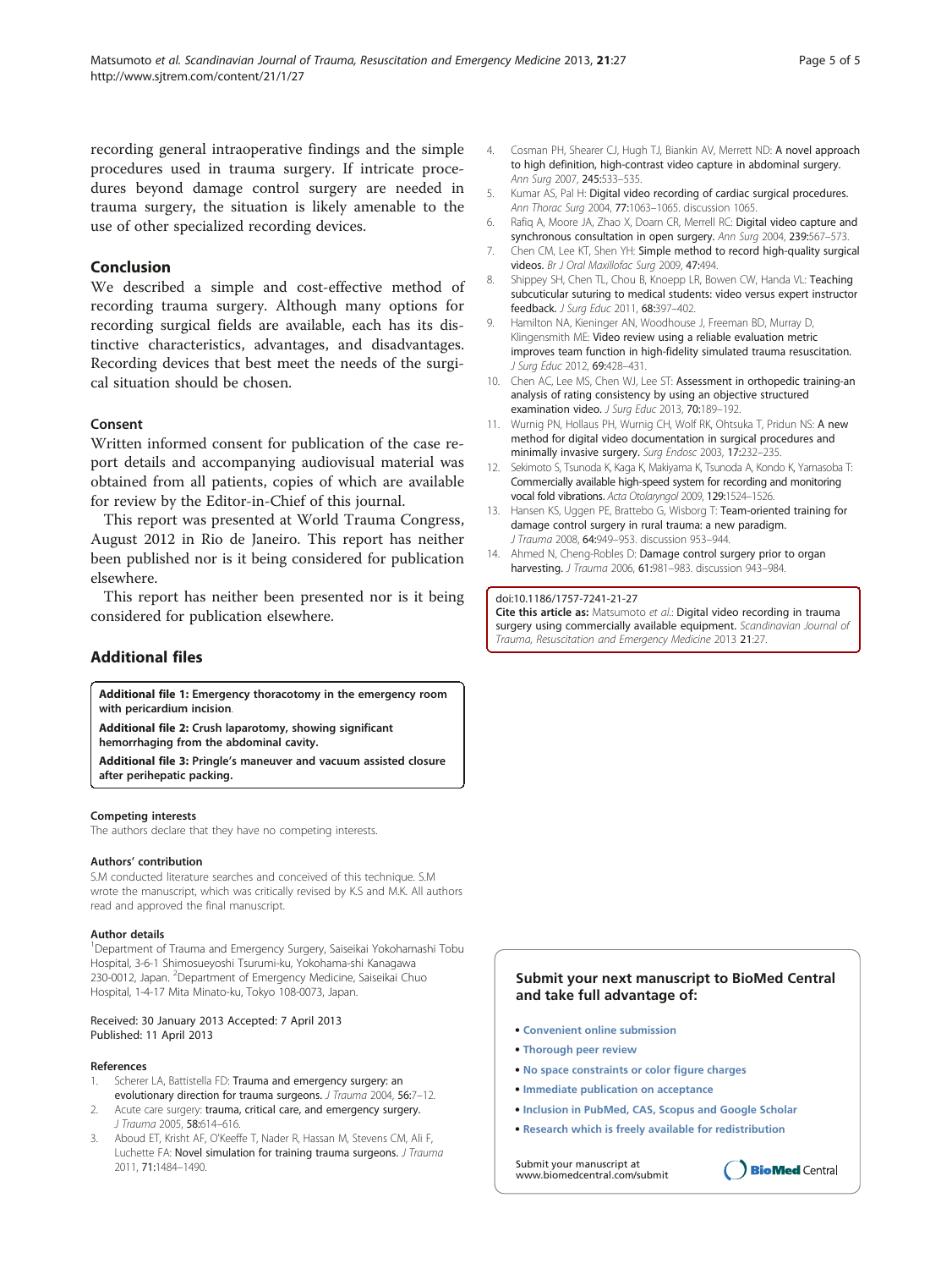recording general intraoperative findings and the simple procedures used in trauma surgery. If intricate procedures beyond damage control surgery are needed in trauma surgery, the situation is likely amenable to the use of other specialized recording devices.

## Conclusion

We described a simple and cost-effective method of recording trauma surgery. Although many options for recording surgical fields are available, each has its distinctive characteristics, advantages, and disadvantages. Recording devices that best meet the needs of the surgical situation should be chosen.

### Consent

Written informed consent for publication of the case report details and accompanying audiovisual material was obtained from all patients, copies of which are available for review by the Editor-in-Chief of this journal.

This report was presented at World Trauma Congress, August 2012 in Rio de Janeiro. This report has neither been published nor is it being considered for publication elsewhere.

This report has neither been presented nor is it being considered for publication elsewhere.

## Additional files

**Additional file 1: Emergency thoracotomy in the emergency room with pericardium incision.**

**Additional file 2: Crush laparotomy, showing significant hemorrhaging from the abdominal cavity.**

**Additional file 3: Pringle's maneuver and vacuum assisted closure after perihepatic packing.**

#### Competing interests

The authors declare that they have no competing interests.

#### Authors' contribution

S.M conducted literature searches and conceived of this technique. S.M wrote the manuscript, which was critically revised by K.S and M.K. All authors read and approved the final manuscript.

#### Author details

[1]Department of Trauma and Emergency Surgery, Saiseikai Yokohamashi Tobu Hospital, 3-6-1 Shimosueyoshi Tsurumi-ku, Yokohama-shi Kanagawa 230-0012, Japan. [2]Department of Emergency Medicine, Saiseikai Chuo Hospital, 1-4-17 Mita Minato-ku, Tokyo 108-0073, Japan.

Received: 30 January 2013 Accepted: 7 April 2013
Published: 11 April 2013

#### References

1. Scherer LA, Battistella FD: **Trauma and emergency surgery: an evolutionary direction for trauma surgeons.** *J Trauma* 2004, **56**:7–12.
2. Acute care surgery: **trauma, critical care, and emergency surgery.** *J Trauma* 2005, **58**:614–616.
3. Aboud ET, Krisht AF, O'Keeffe T, Nader R, Hassan M, Stevens CM, Ali F, Luchette FA: **Novel simulation for training trauma surgeons.** *J Trauma* 2011, **71**:1484–1490.
4. Cosman PH, Shearer CJ, Hugh TJ, Biankin AV, Merrett ND: **A novel approach to high definition, high-contrast video capture in abdominal surgery.** *Ann Surg* 2007, **245**:533–535.
5. Kumar AS, Pal H: **Digital video recording of cardiac surgical procedures.** *Ann Thorac Surg* 2004, **77**:1063–1065. discussion 1065.
6. Rafiq A, Moore JA, Zhao X, Doarn CR, Merrell RC: **Digital video capture and synchronous consultation in open surgery.** *Ann Surg* 2004, **239**:567–573.
7. Chen CM, Lee KT, Shen YH: **Simple method to record high-quality surgical videos.** *Br J Oral Maxillofac Surg* 2009, **47**:494.
8. Shippey SH, Chen TL, Chou B, Knoepp LR, Bowen CW, Handa VL: **Teaching subcuticular suturing to medical students: video versus expert instructor feedback.** *J Surg Educ* 2011, **68**:397–402.
9. Hamilton NA, Kieninger AN, Woodhouse J, Freeman BD, Murray D, Klingensmith ME: **Video review using a reliable evaluation metric improves team function in high-fidelity simulated trauma resuscitation.** *J Surg Educ* 2012, **69**:428–431.
10. Chen AC, Lee MS, Chen WJ, Lee ST: **Assessment in orthopedic training-an analysis of rating consistency by using an objective structured examination video.** *J Surg Educ* 2013, **70**:189–192.
11. Wurnig PN, Hollaus PH, Wurnig CH, Wolf RK, Ohtsuka T, Pridun NS: **A new method for digital video documentation in surgical procedures and minimally invasive surgery.** *Surg Endosc* 2003, **17**:232–235.
12. Sekimoto S, Tsunoda K, Kaga K, Makiyama K, Tsunoda A, Kondo K, Yamasoba T: **Commercially available high-speed system for recording and monitoring vocal fold vibrations.** *Acta Otolaryngol* 2009, **129**:1524–1526.
13. Hansen KS, Uggen PE, Brattebo G, Wisborg T: **Team-oriented training for damage control surgery in rural trauma: a new paradigm.** *J Trauma* 2008, **64**:949–953. discussion 953–944.
14. Ahmed N, Cheng-Robles D: **Damage control surgery prior to organ harvesting.** *J Trauma* 2006, **61**:981–983. discussion 943–984.

doi:10.1186/1757-7241-21-27
**Cite this article as:** Matsumoto *et al.*: Digital video recording in trauma surgery using commercially available equipment. *Scandinavian Journal of Trauma, Resuscitation and Emergency Medicine* 2013 **21**:27.

**Submit your next manuscript to BioMed Central and take full advantage of:**

- **Convenient online submission**
- **Thorough peer review**
- **No space constraints or color figure charges**
- **Immediate publication on acceptance**
- **Inclusion in PubMed, CAS, Scopus and Google Scholar**
- **Research which is freely available for redistribution**

Submit your manuscript at
www.biomedcentral.com/submit

BioMed Central